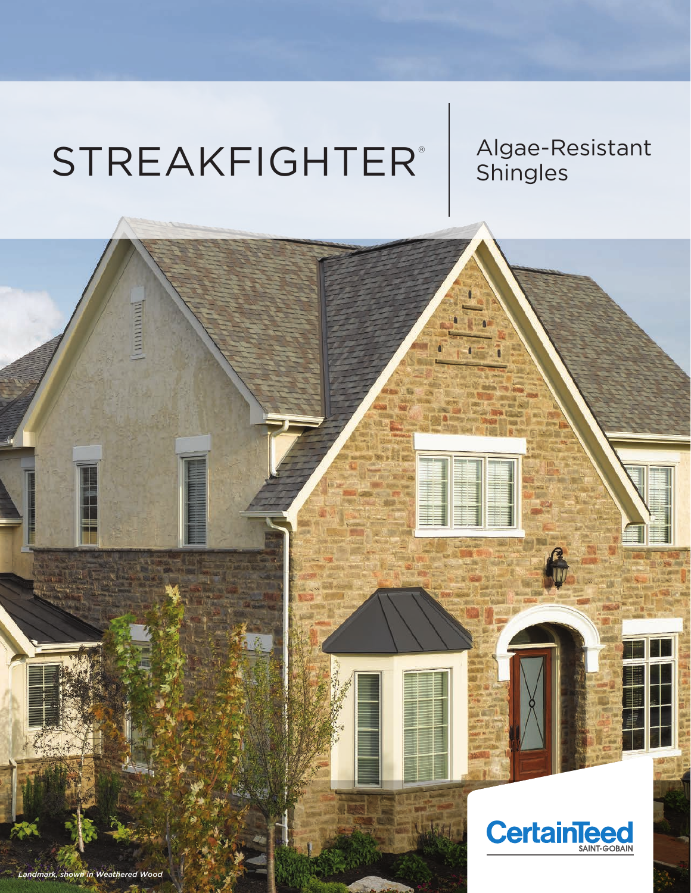# STREAKFIGHTER®

## Algae-Resistant Shingles

*Landmark, shown in Weathered Wood*

CertainTeed
SAINT-GOBAIN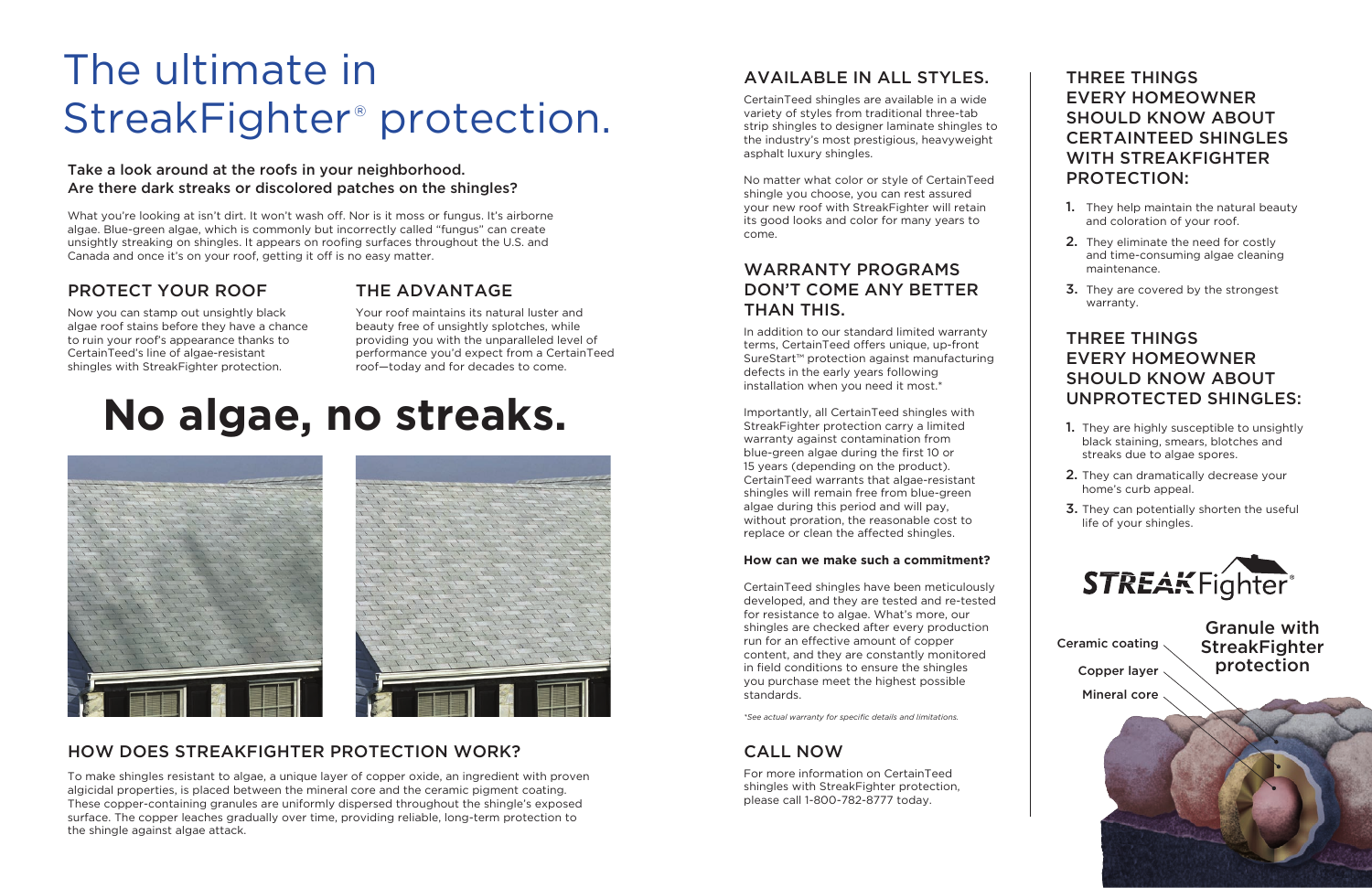# The ultimate in StreakFighter® protection.

**Take a look around at the roofs in your neighborhood. Are there dark streaks or discolored patches on the shingles?**

What you're looking at isn't dirt. It won't wash off. Nor is it moss or fungus. It's airborne algae. Blue-green algae, which is commonly but incorrectly called "fungus" can create unsightly streaking on shingles. It appears on roofing surfaces throughout the U.S. and Canada and once it's on your roof, getting it off is no easy matter.

## PROTECT YOUR ROOF

Now you can stamp out unsightly black algae roof stains before they have a chance to ruin your roof's appearance thanks to CertainTeed's line of algae-resistant shingles with StreakFighter protection.

## THE ADVANTAGE

Your roof maintains its natural luster and beauty free of unsightly splotches, while providing you with the unparalleled level of performance you'd expect from a CertainTeed roof—today and for decades to come.

# No algae, no streaks.

## HOW DOES STREAKFIGHTER PROTECTION WORK?

To make shingles resistant to algae, a unique layer of copper oxide, an ingredient with proven algicidal properties, is placed between the mineral core and the ceramic pigment coating. These copper-containing granules are uniformly dispersed throughout the shingle's exposed surface. The copper leaches gradually over time, providing reliable, long-term protection to the shingle against algae attack.

## AVAILABLE IN ALL STYLES.

CertainTeed shingles are available in a wide variety of styles from traditional three-tab strip shingles to designer laminate shingles to the industry's most prestigious, heavyweight asphalt luxury shingles.

No matter what color or style of CertainTeed shingle you choose, you can rest assured your new roof with StreakFighter will retain its good looks and color for many years to come.

## WARRANTY PROGRAMS DON'T COME ANY BETTER THAN THIS.

In addition to our standard limited warranty terms, CertainTeed offers unique, up-front SureStart™ protection against manufacturing defects in the early years following installation when you need it most.*

Importantly, all CertainTeed shingles with StreakFighter protection carry a limited warranty against contamination from blue-green algae during the first 10 or 15 years (depending on the product). CertainTeed warrants that algae-resistant shingles will remain free from blue-green algae during this period and will pay, without proration, the reasonable cost to replace or clean the affected shingles.

**How can we make such a commitment?**

CertainTeed shingles have been meticulously developed, and they are tested and re-tested for resistance to algae. What's more, our shingles are checked after every production run for an effective amount of copper content, and they are constantly monitored in field conditions to ensure the shingles you purchase meet the highest possible standards.

*\*See actual warranty for specific details and limitations.*

## CALL NOW

For more information on CertainTeed shingles with StreakFighter protection, please call 1-800-782-8777 today.

## THREE THINGS EVERY HOMEOWNER SHOULD KNOW ABOUT CERTAINTEED SHINGLES WITH STREAKFIGHTER PROTECTION:

1. They help maintain the natural beauty and coloration of your roof.
2. They eliminate the need for costly and time-consuming algae cleaning maintenance.
3. They are covered by the strongest warranty.

## THREE THINGS EVERY HOMEOWNER SHOULD KNOW ABOUT UNPROTECTED SHINGLES:

1. They are highly susceptible to unsightly black staining, smears, blotches and streaks due to algae spores.
2. They can dramatically decrease your home's curb appeal.
3. They can potentially shorten the useful life of your shingles.

STREAKFighter®

Granule with StreakFighter protection

Ceramic coating

Copper layer

Mineral core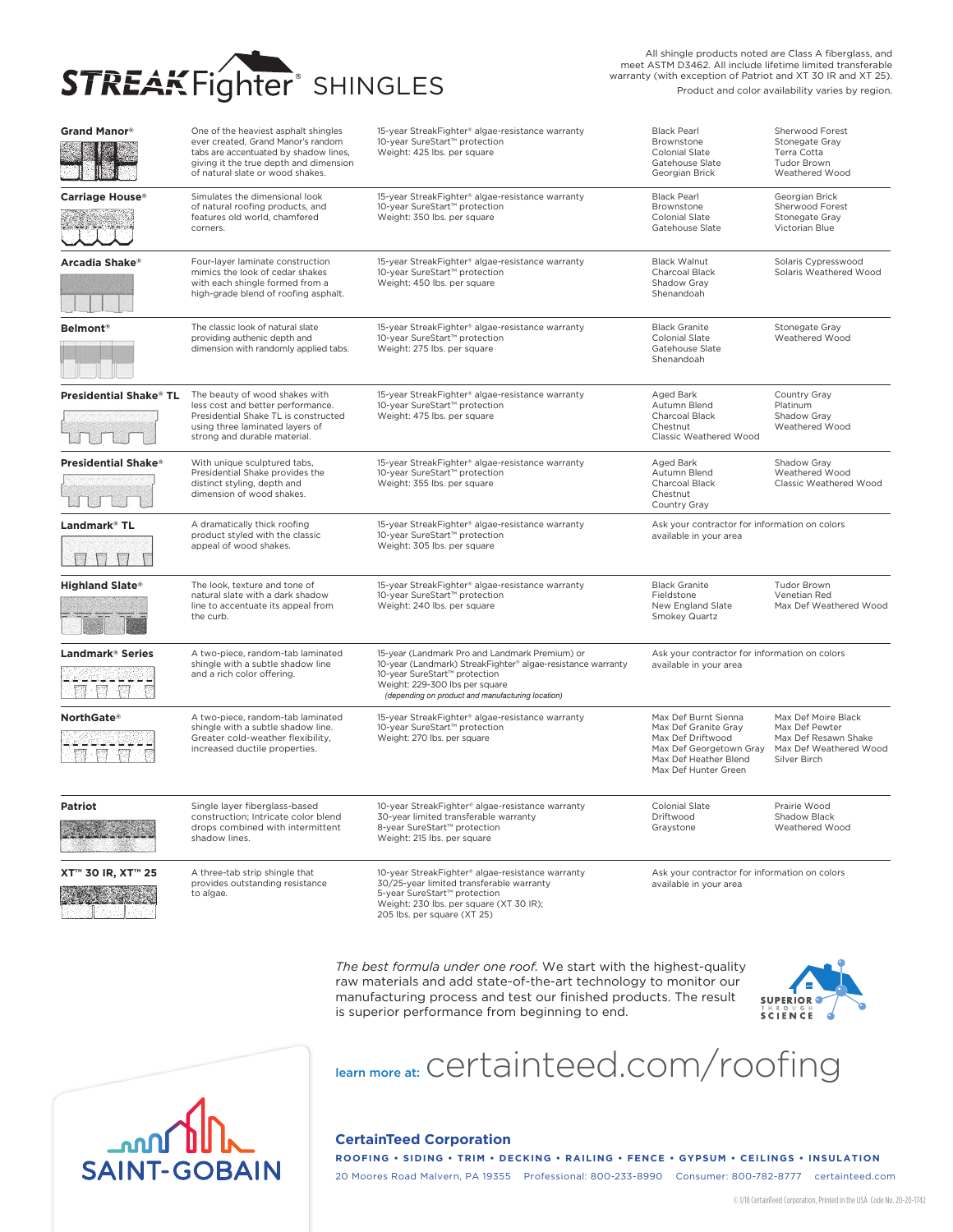# STREAKFighter® SHINGLES

All shingle products noted are Class A fiberglass, and meet ASTM D3462. All include lifetime limited transferable warranty (with exception of Patriot and XT 30 IR and XT 25).

Product and color availability varies by region.

| | | | | |
|---|---|---|---|---|
| **Grand Manor®** | One of the heaviest asphalt shingles ever created, Grand Manor's random tabs are accentuated by shadow lines, giving it the true depth and dimension of natural slate or wood shakes. | 15-year StreakFighter® algae-resistance warranty<br>10-year SureStart™ protection<br>Weight: 425 lbs. per square | Black Pearl<br>Brownstone<br>Colonial Slate<br>Gatehouse Slate<br>Georgian Brick | Sherwood Forest<br>Stonegate Gray<br>Terra Cotta<br>Tudor Brown<br>Weathered Wood |
| **Carriage House®** | Simulates the dimensional look of natural roofing products, and features old world, chamfered corners. | 15-year StreakFighter® algae-resistance warranty<br>10-year SureStart™ protection<br>Weight: 350 lbs. per square | Black Pearl<br>Brownstone<br>Colonial Slate<br>Gatehouse Slate | Georgian Brick<br>Sherwood Forest<br>Stonegate Gray<br>Victorian Blue |
| **Arcadia Shake®** | Four-layer laminate construction mimics the look of cedar shakes with each shingle formed from a high-grade blend of roofing asphalt. | 15-year StreakFighter® algae-resistance warranty<br>10-year SureStart™ protection<br>Weight: 450 lbs. per square | Black Walnut<br>Charcoal Black<br>Shadow Gray<br>Shenandoah | Solaris Cypresswood<br>Solaris Weathered Wood |
| **Belmont®** | The classic look of natural slate providing authentic depth and dimension with randomly applied tabs. | 15-year StreakFighter® algae-resistance warranty<br>10-year SureStart™ protection<br>Weight: 275 lbs. per square | Black Granite<br>Colonial Slate<br>Gatehouse Slate<br>Shenandoah | Stonegate Gray<br>Weathered Wood |
| **Presidential Shake® TL** | The beauty of wood shakes with less cost and better performance. Presidential Shake TL is constructed using three laminated layers of strong and durable material. | 15-year StreakFighter® algae-resistance warranty<br>10-year SureStart™ protection<br>Weight: 475 lbs. per square | Aged Bark<br>Autumn Blend<br>Charcoal Black<br>Chestnut<br>Classic Weathered Wood | Country Gray<br>Platinum<br>Shadow Gray<br>Weathered Wood |
| **Presidential Shake®** | With unique sculptured tabs, Presidential Shake provides the distinct styling, depth and dimension of wood shakes. | 15-year StreakFighter® algae-resistance warranty<br>10-year SureStart™ protection<br>Weight: 355 lbs. per square | Aged Bark<br>Autumn Blend<br>Charcoal Black<br>Chestnut<br>Country Gray | Shadow Gray<br>Weathered Wood<br>Classic Weathered Wood |
| **Landmark® TL** | A dramatically thick roofing product styled with the classic appeal of wood shakes. | 15-year StreakFighter® algae-resistance warranty<br>10-year SureStart™ protection<br>Weight: 305 lbs. per square | Ask your contractor for information on colors available in your area | |
| **Highland Slate®** | The look, texture and tone of natural slate with a dark shadow line to accentuate its appeal from the curb. | 15-year StreakFighter® algae-resistance warranty<br>10-year SureStart™ protection<br>Weight: 240 lbs. per square | Black Granite<br>Fieldstone<br>New England Slate<br>Smokey Quartz | Tudor Brown<br>Venetian Red<br>Max Def Weathered Wood |
| **Landmark® Series** | A two-piece, random-tab laminated shingle with a subtle shadow line and a rich color offering. | 15-year (Landmark Pro and Landmark Premium) or 10-year (Landmark) StreakFighter® algae-resistance warranty<br>10-year SureStart™ protection<br>Weight: 229-300 lbs per square<br>*(depending on product and manufacturing location)* | Ask your contractor for information on colors available in your area | |
| **NorthGate®** | A two-piece, random-tab laminated shingle with a subtle shadow line. Greater cold-weather flexibility, increased ductile properties. | 15-year StreakFighter® algae-resistance warranty<br>10-year SureStart™ protection<br>Weight: 270 lbs. per square | Max Def Burnt Sienna<br>Max Def Granite Gray<br>Max Def Driftwood<br>Max Def Georgetown Gray<br>Max Def Heather Blend<br>Max Def Hunter Green | Max Def Moire Black<br>Max Def Pewter<br>Max Def Resawn Shake<br>Max Def Weathered Wood<br>Silver Birch |
| **Patriot** | Single layer fiberglass-based construction; Intricate color blend drops combined with intermittent shadow lines. | 10-year StreakFighter® algae-resistance warranty<br>30-year limited transferable warranty<br>8-year SureStart™ protection<br>Weight: 215 lbs. per square | Colonial Slate<br>Driftwood<br>Graystone | Prairie Wood<br>Shadow Black<br>Weathered Wood |
| **XT™ 30 IR, XT™ 25** | A three-tab strip shingle that provides outstanding resistance to algae. | 10-year StreakFighter® algae-resistance warranty<br>30/25-year limited transferable warranty<br>5-year SureStart™ protection<br>Weight: 230 lbs. per square (XT 30 IR);<br>205 lbs. per square (XT 25) | Ask your contractor for information on colors available in your area | |

*The best formula under one roof.* We start with the highest-quality raw materials and add state-of-the-art technology to monitor our manufacturing process and test our finished products. The result is superior performance from beginning to end.

SUPERIOR THROUGH SCIENCE

learn more at: certainteed.com/roofing

SAINT-GOBAIN

**CertainTeed Corporation**

**ROOFING • SIDING • TRIM • DECKING • RAILING • FENCE • GYPSUM • CEILINGS • INSULATION**

20 Moores Road Malvern, PA 19355 Professional: 800-233-8990 Consumer: 800-782-8777 certainteed.com

© 1/18 CertainTeed Corporation, Printed in the USA Code No. 20-20-1742